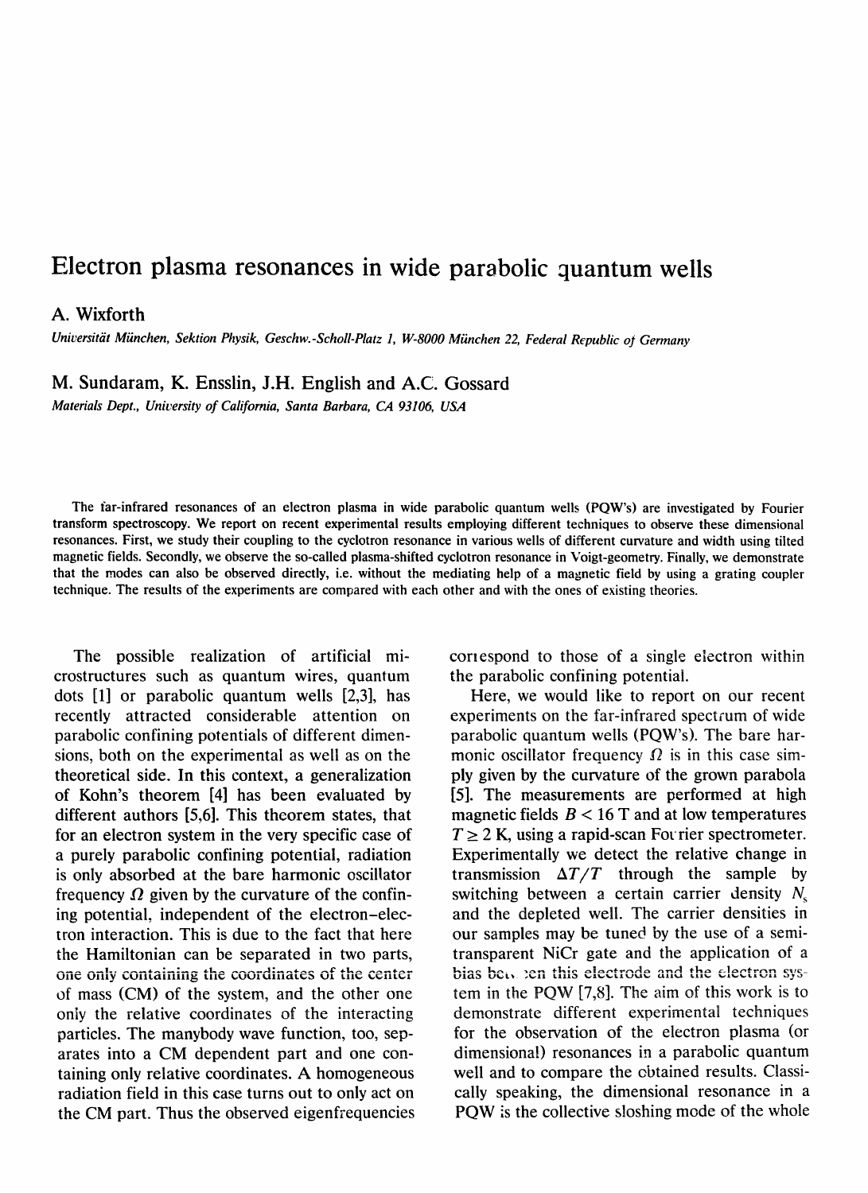# Electron plasma resonances in wide parabolic quantum wells

**A. Wixforth**

*Universität München, Sektion Physik, Geschw.-Scholl-Platz 1, W-8000 München 22, Federal Republic of Germany*

**M. Sundaram, K. Ensslin, J.H. English and A.C. Gossard**

*Materials Dept., University of California, Santa Barbara, CA 93106, USA*

The far-infrared resonances of an electron plasma in wide parabolic quantum wells (PQW's) are investigated by Fourier transform spectroscopy. We report on recent experimental results employing different techniques to observe these dimensional resonances. First, we study their coupling to the cyclotron resonance in various wells of different curvature and width using tilted magnetic fields. Secondly, we observe the so-called plasma-shifted cyclotron resonance in Voigt-geometry. Finally, we demonstrate that the modes can also be observed directly, i.e. without the mediating help of a magnetic field by using a grating coupler technique. The results of the experiments are compared with each other and with the ones of existing theories.

The possible realization of artificial microstructures such as quantum wires, quantum dots [1] or parabolic quantum wells [2,3], has recently attracted considerable attention on parabolic confining potentials of different dimensions, both on the experimental as well as on the theoretical side. In this context, a generalization of Kohn's theorem [4] has been evaluated by different authors [5,6]. This theorem states, that for an electron system in the very specific case of a purely parabolic confining potential, radiation is only absorbed at the bare harmonic oscillator frequency $\Omega$ given by the curvature of the confining potential, independent of the electron–electron interaction. This is due to the fact that here the Hamiltonian can be separated in two parts, one only containing the coordinates of the center of mass (CM) of the system, and the other one only the relative coordinates of the interacting particles. The manybody wave function, too, separates into a CM dependent part and one containing only relative coordinates. A homogeneous radiation field in this case turns out to only act on the CM part. Thus the observed eigenfrequencies correspond to those of a single electron within the parabolic confining potential.

Here, we would like to report on our recent experiments on the far-infrared spectrum of wide parabolic quantum wells (PQW's). The bare harmonic oscillator frequency $\Omega$ is in this case simply given by the curvature of the grown parabola [5]. The measurements are performed at high magnetic fields $B < 16$ T and at low temperatures $T \geq 2$ K, using a rapid-scan Fourier spectrometer. Experimentally we detect the relative change in transmission $\Delta T/T$ through the sample by switching between a certain carrier density $N_s$ and the depleted well. The carrier densities in our samples may be tuned by the use of a semi-transparent NiCr gate and the application of a bias between this electrode and the electron system in the PQW [7,8]. The aim of this work is to demonstrate different experimental techniques for the observation of the electron plasma (or dimensional) resonances in a parabolic quantum well and to compare the obtained results. Classically speaking, the dimensional resonance in a PQW is the collective sloshing mode of the whole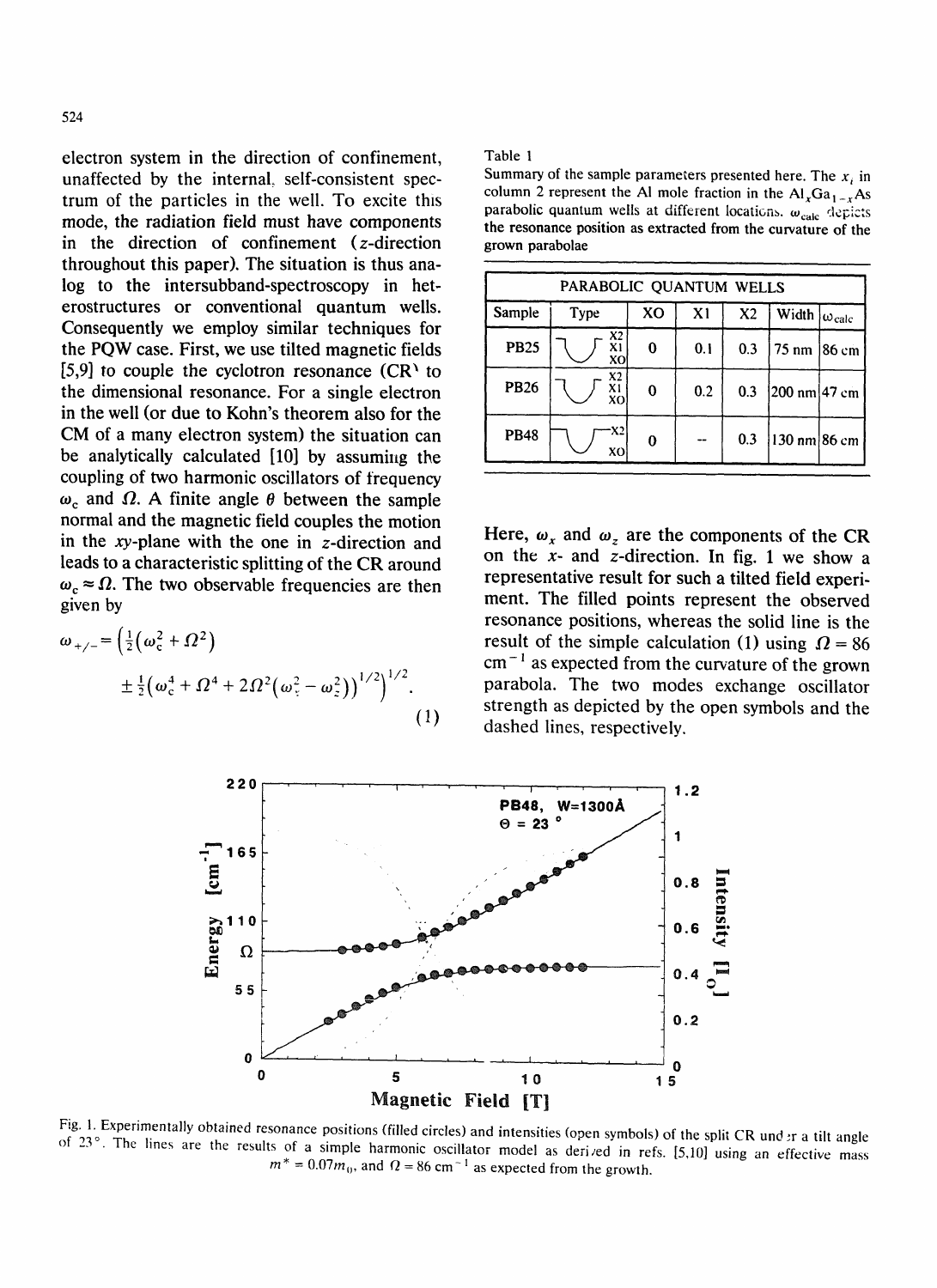electron system in the direction of confinement, unaffected by the internal, self-consistent spectrum of the particles in the well. To excite this mode, the radiation field must have components in the direction of confinement ($z$-direction throughout this paper). The situation is thus analog to the intersubband-spectroscopy in heterostructures or conventional quantum wells. Consequently we employ similar techniques for the PQW case. First, we use tilted magnetic fields [5,9] to couple the cyclotron resonance (CR) to the dimensional resonance. For a single electron in the well (or due to Kohn's theorem also for the CM of a many electron system) the situation can be analytically calculated [10] by assuming the coupling of two harmonic oscillators of frequency $\omega_c$ and $\Omega$. A finite angle $\theta$ between the sample normal and the magnetic field couples the motion in the $xy$-plane with the one in $z$-direction and leads to a characteristic splitting of the CR around $\omega_c \approx \Omega$. The two observable frequencies are then given by

$$\omega_{+/-} = \left(\tfrac{1}{2}\left(\omega_c^2 + \Omega^2\right) \pm \tfrac{1}{2}\left(\omega_c^4 + \Omega^4 + 2\Omega^2\left(\omega_z^2 - \omega_x^2\right)\right)^{1/2}\right)^{1/2}. \tag{1}$$

Here, $\omega_x$ and $\omega_z$ are the components of the CR on the $x$- and $z$-direction. In fig. 1 we show a representative result for such a tilted field experiment. The filled points represent the observed resonance positions, whereas the solid line is the result of the simple calculation (1) using $\Omega = 86$ cm$^{-1}$ as expected from the curvature of the grown parabola. The two modes exchange oscillator strength as depicted by the open symbols and the dashed lines, respectively.

Table 1

Summary of the sample parameters presented here. The $x_i$ in column 2 represent the Al mole fraction in the $Al_xGa_{1-x}As$ parabolic quantum wells at different locations. $\omega_{calc}$ depicts the resonance position as extracted from the curvature of the grown parabolae

| PARABOLIC QUANTUM WELLS | | | | | | |
|---|---|---|---|---|---|---|
| Sample | Type | XO | X1 | X2 | Width | $\omega_{calc}$ |
| PB25 | X2, X1, XO | 0 | 0.1 | 0.3 | 75 nm | 86 cm |
| PB26 | X2, X1, XO | 0 | 0.2 | 0.3 | 200 nm | 47 cm |
| PB48 | X2, XO | 0 | -- | 0.3 | 130 nm | 86 cm |

Fig. 1. Experimentally obtained resonance positions (filled circles) and intensities (open symbols) of the split CR under a tilt angle of 23°. The lines are the results of a simple harmonic oscillator model as derived in refs. [5,10] using an effective mass $m^* = 0.07m_0$, and $\Omega = 86$ cm$^{-1}$ as expected from the growth.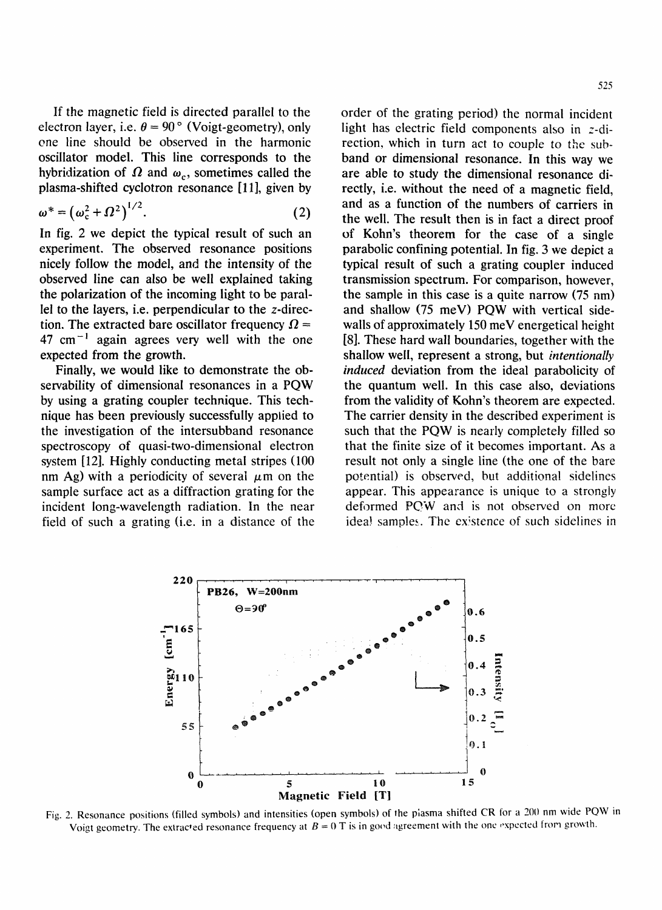If the magnetic field is directed parallel to the electron layer, i.e. $\theta = 90°$ (Voigt-geometry), only one line should be observed in the harmonic oscillator model. This line corresponds to the hybridization of $\Omega$ and $\omega_c$, sometimes called the plasma-shifted cyclotron resonance [11], given by

$$\omega^* = \left(\omega_c^2 + \Omega^2\right)^{1/2}. \qquad (2)$$

In fig. 2 we depict the typical result of such an experiment. The observed resonance positions nicely follow the model, and the intensity of the observed line can also be well explained taking the polarization of the incoming light to be parallel to the layers, i.e. perpendicular to the $z$-direction. The extracted bare oscillator frequency $\Omega = 47\ \mathrm{cm}^{-1}$ again agrees very well with the one expected from the growth.

Finally, we would like to demonstrate the observability of dimensional resonances in a PQW by using a grating coupler technique. This technique has been previously successfully applied to the investigation of the intersubband resonance spectroscopy of quasi-two-dimensional electron system [12]. Highly conducting metal stripes (100 nm Ag) with a periodicity of several $\mu$m on the sample surface act as a diffraction grating for the incident long-wavelength radiation. In the near field of such a grating (i.e. in a distance of the order of the grating period) the normal incident light has electric field components also in $z$-direction, which in turn act to couple to the subband or dimensional resonance. In this way we are able to study the dimensional resonance directly, i.e. without the need of a magnetic field, and as a function of the numbers of carriers in the well. The result then is in fact a direct proof of Kohn's theorem for the case of a single parabolic confining potential. In fig. 3 we depict a typical result of such a grating coupler induced transmission spectrum. For comparison, however, the sample in this case is a quite narrow (75 nm) and shallow (75 meV) PQW with vertical sidewalls of approximately 150 meV energetical height [8]. These hard wall boundaries, together with the shallow well, represent a strong, but *intentionally induced* deviation from the ideal parabolicity of the quantum well. In this case also, deviations from the validity of Kohn's theorem are expected. The carrier density in the described experiment is such that the PQW is nearly completely filled so that the finite size of it becomes important. As a result not only a single line (the one of the bare potential) is observed, but additional sidelines appear. This appearance is unique to a strongly deformed PQW and is not observed on more ideal samples. The existence of such sidelines in

Fig. 2. Resonance positions (filled symbols) and intensities (open symbols) of the plasma shifted CR for a 200 nm wide PQW in Voigt geometry. The extracted resonance frequency at $B = 0$ T is in good agreement with the one expected from growth.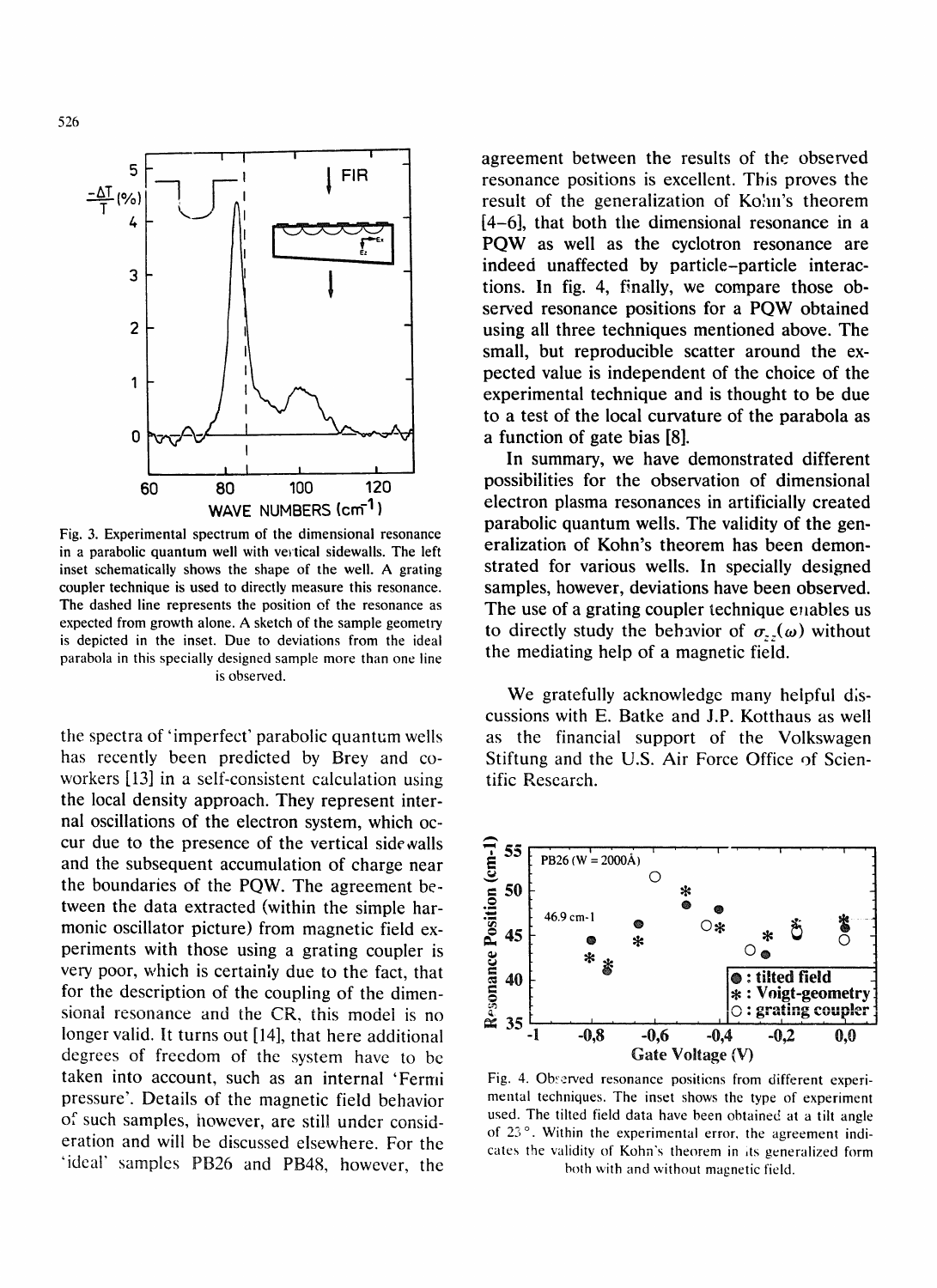Fig. 3. Experimental spectrum of the dimensional resonance in a parabolic quantum well with vertical sidewalls. The left inset schematically shows the shape of the well. A grating coupler technique is used to directly measure this resonance. The dashed line represents the position of the resonance as expected from growth alone. A sketch of the sample geometry is depicted in the inset. Due to deviations from the ideal parabola in this specially designed sample more than one line is observed.

the spectra of 'imperfect' parabolic quantum wells has recently been predicted by Brey and coworkers [13] in a self-consistent calculation using the local density approach. They represent internal oscillations of the electron system, which occur due to the presence of the vertical sidewalls and the subsequent accumulation of charge near the boundaries of the PQW. The agreement between the data extracted (within the simple harmonic oscillator picture) from magnetic field experiments with those using a grating coupler is very poor, which is certainly due to the fact, that for the description of the dimensional resonance and the CR, this model is no longer valid. It turns out [14], that here additional degrees of freedom of the system have to be taken into account, such as an internal 'Fermi pressure'. Details of the magnetic field behavior of such samples, however, are still under consideration and will be discussed elsewhere. For the 'ideal' samples PB26 and PB48, however, the agreement between the results of the observed resonance positions is excellent. This proves the result of the generalization of Kohn's theorem [4–6], that both the dimensional resonance in a PQW as well as the cyclotron resonance are indeed unaffected by particle–particle interactions. In fig. 4, finally, we compare those observed resonance positions for a PQW obtained using all three techniques mentioned above. The small, but reproducible scatter around the expected value is independent of the choice of the experimental technique and is thought to be due to a test of the local curvature of the parabola as a function of gate bias [8].

In summary, we have demonstrated different possibilities for the observation of dimensional electron plasma resonances in artificially created parabolic quantum wells. The validity of the generalization of Kohn's theorem has been demonstrated for various wells. In specially designed samples, however, deviations have been observed. The use of a grating coupler technique enables us to directly study the behavior of $\sigma_{zz}(\omega)$ without the mediating help of a magnetic field.

We gratefully acknowledge many helpful discussions with E. Batke and J.P. Kotthaus as well as the financial support of the Volkswagen Stiftung and the U.S. Air Force Office of Scientific Research.

Fig. 4. Observed resonance positions from different experimental techniques. The inset shows the type of experiment used. The tilted field data have been obtained at a tilt angle of 23°. Within the experimental error, the agreement indicates the validity of Kohn's theorem in its generalized form both with and without magnetic field.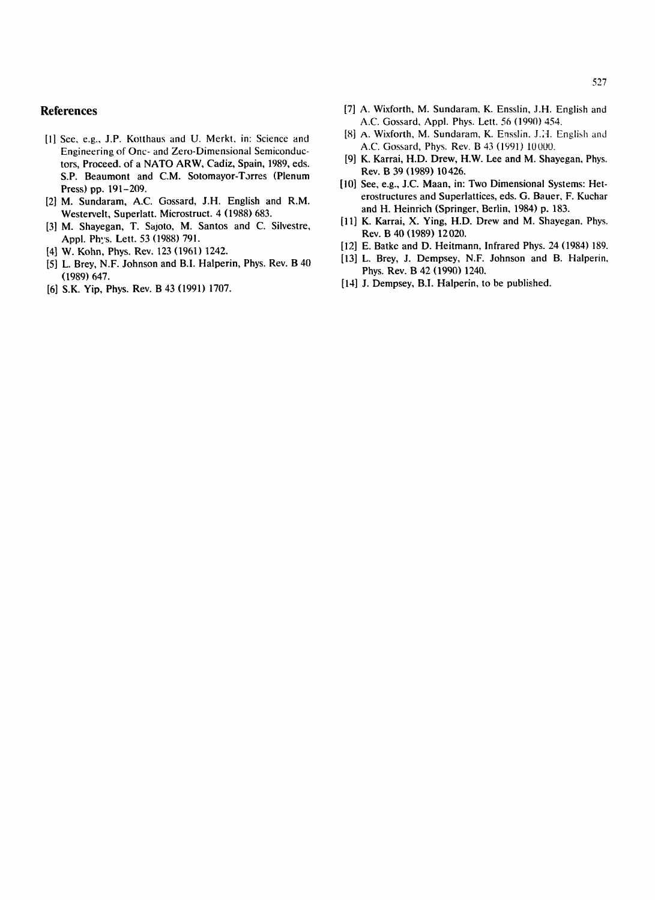## References

[1] See, e.g., J.P. Kotthaus and U. Merkt, in: Science and Engineering of One- and Zero-Dimensional Semiconductors, Proceed. of a NATO ARW, Cadiz, Spain, 1989, eds. S.P. Beaumont and C.M. Sotomayor-Torres (Plenum Press) pp. 191–209.

[2] M. Sundaram, A.C. Gossard, J.H. English and R.M. Westervelt, Superlatt. Microstruct. 4 (1988) 683.

[3] M. Shayegan, T. Sajoto, M. Santos and C. Silvestre, Appl. Phys. Lett. 53 (1988) 791.

[4] W. Kohn, Phys. Rev. 123 (1961) 1242.

[5] L. Brey, N.F. Johnson and B.I. Halperin, Phys. Rev. B 40 (1989) 647.

[6] S.K. Yip, Phys. Rev. B 43 (1991) 1707.

[7] A. Wixforth, M. Sundaram, K. Ensslin, J.H. English and A.C. Gossard, Appl. Phys. Lett. 56 (1990) 454.

[8] A. Wixforth, M. Sundaram, K. Ensslin, J.H. English and A.C. Gossard, Phys. Rev. B 43 (1991) 10 000.

[9] K. Karrai, H.D. Drew, H.W. Lee and M. Shayegan, Phys. Rev. B 39 (1989) 10 426.

[10] See, e.g., J.C. Maan, in: Two Dimensional Systems: Heterostructures and Superlattices, eds. G. Bauer, F. Kuchar and H. Heinrich (Springer, Berlin, 1984) p. 183.

[11] K. Karrai, X. Ying, H.D. Drew and M. Shayegan, Phys. Rev. B 40 (1989) 12 020.

[12] E. Batke and D. Heitmann, Infrared Phys. 24 (1984) 189.

[13] L. Brey, J. Dempsey, N.F. Johnson and B. Halperin, Phys. Rev. B 42 (1990) 1240.

[14] J. Dempsey, B.I. Halperin, to be published.